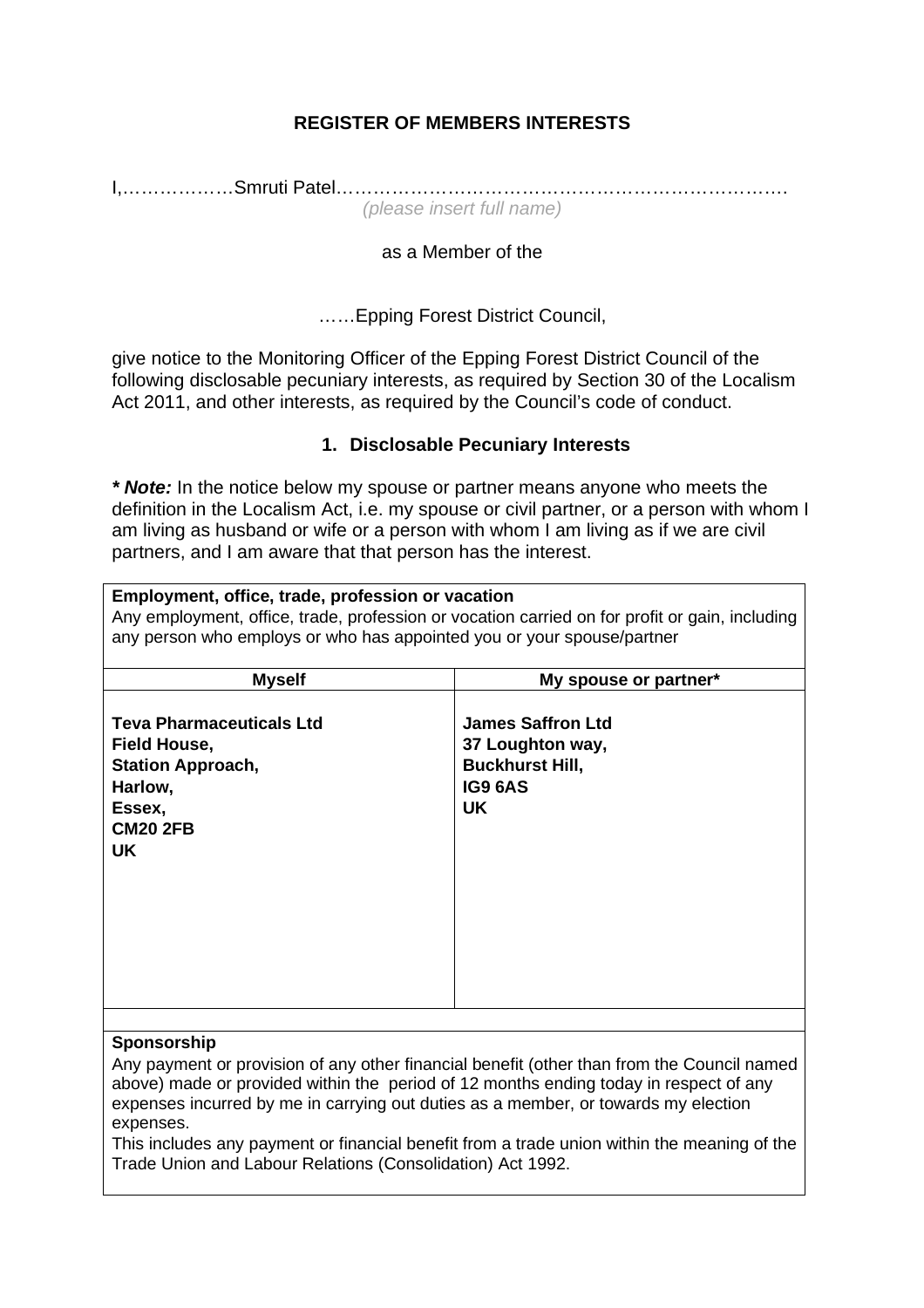## REGISTER OF MEMBERS INTERESTS

I,………………Smruti Patel…………………………………………………………………….
*(please insert full name)*

as a Member of the

……Epping Forest District Council,

give notice to the Monitoring Officer of the Epping Forest District Council of the following disclosable pecuniary interests, as required by Section 30 of the Localism Act 2011, and other interests, as required by the Council's code of conduct.

### 1. Disclosable Pecuniary Interests

***\* Note:*** In the notice below my spouse or partner means anyone who meets the definition in the Localism Act, i.e. my spouse or civil partner, or a person with whom I am living as husband or wife or a person with whom I am living as if we are civil partners, and I am aware that that person has the interest.

**Employment, office, trade, profession or vacation**
Any employment, office, trade, profession or vacation carried on for profit or gain, including any person who employs or who has appointed you or your spouse/partner

| Myself | My spouse or partner* |
|---|---|
| **Teva Pharmaceuticals Ltd**<br>**Field House,**<br>**Station Approach,**<br>**Harlow,**<br>**Essex,**<br>**CM20 2FB**<br>**UK** | **James Saffron Ltd**<br>**37 Loughton way,**<br>**Buckhurst Hill,**<br>**IG9 6AS**<br>**UK** |

**Sponsorship**
Any payment or provision of any other financial benefit (other than from the Council named above) made or provided within the period of 12 months ending today in respect of any expenses incurred by me in carrying out duties as a member, or towards my election expenses.
This includes any payment or financial benefit from a trade union within the meaning of the Trade Union and Labour Relations (Consolidation) Act 1992.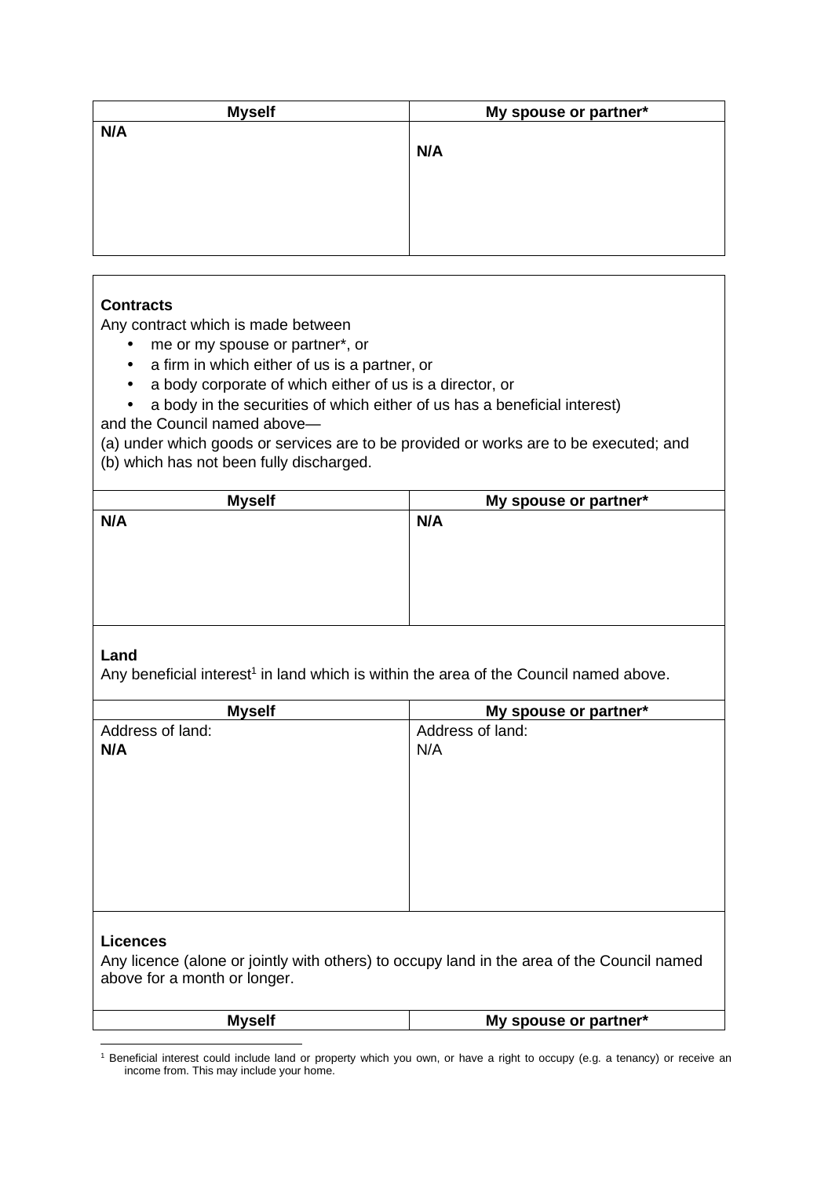| Myself | My spouse or partner* |
|---|---|
| **N/A** | **N/A** |

**Contracts**

Any contract which is made between

- me or my spouse or partner*, or
- a firm in which either of us is a partner, or
- a body corporate of which either of us is a director, or
- a body in the securities of which either of us has a beneficial interest)

and the Council named above—

(a) under which goods or services are to be provided or works are to be executed; and
(b) which has not been fully discharged.

| Myself | My spouse or partner* |
|---|---|
| **N/A** | **N/A** |

**Land**

Any beneficial interest[1] in land which is within the area of the Council named above.

| Myself | My spouse or partner* |
|---|---|
| Address of land:<br>**N/A** | Address of land:<br>N/A |

**Licences**

Any licence (alone or jointly with others) to occupy land in the area of the Council named above for a month or longer.

| Myself | My spouse or partner* |
|---|---|

[1] Beneficial interest could include land or property which you own, or have a right to occupy (e.g. a tenancy) or receive an income from. This may include your home.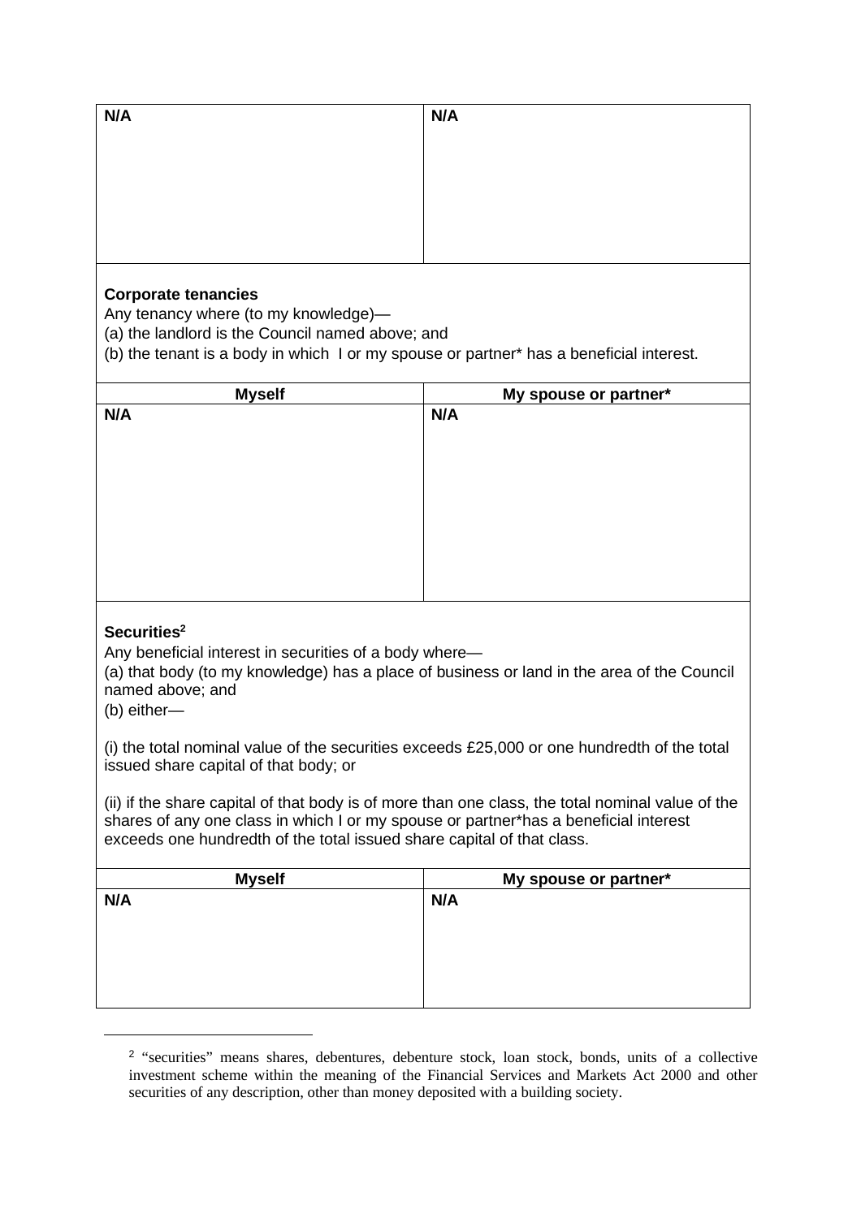| N/A | N/A |
|---|---|

**Corporate tenancies**

Any tenancy where (to my knowledge)—

(a) the landlord is the Council named above; and

(b) the tenant is a body in which I or my spouse or partner* has a beneficial interest.

| Myself | My spouse or partner* |
|---|---|
| N/A | N/A |

**Securities**[2]

Any beneficial interest in securities of a body where—

(a) that body (to my knowledge) has a place of business or land in the area of the Council named above; and

(b) either—

(i) the total nominal value of the securities exceeds £25,000 or one hundredth of the total issued share capital of that body; or

(ii) if the share capital of that body is of more than one class, the total nominal value of the shares of any one class in which I or my spouse or partner*has a beneficial interest exceeds one hundredth of the total issued share capital of that class.

| Myself | My spouse or partner* |
|---|---|
| N/A | N/A |

[2] "securities" means shares, debentures, debenture stock, loan stock, bonds, units of a collective investment scheme within the meaning of the Financial Services and Markets Act 2000 and other securities of any description, other than money deposited with a building society.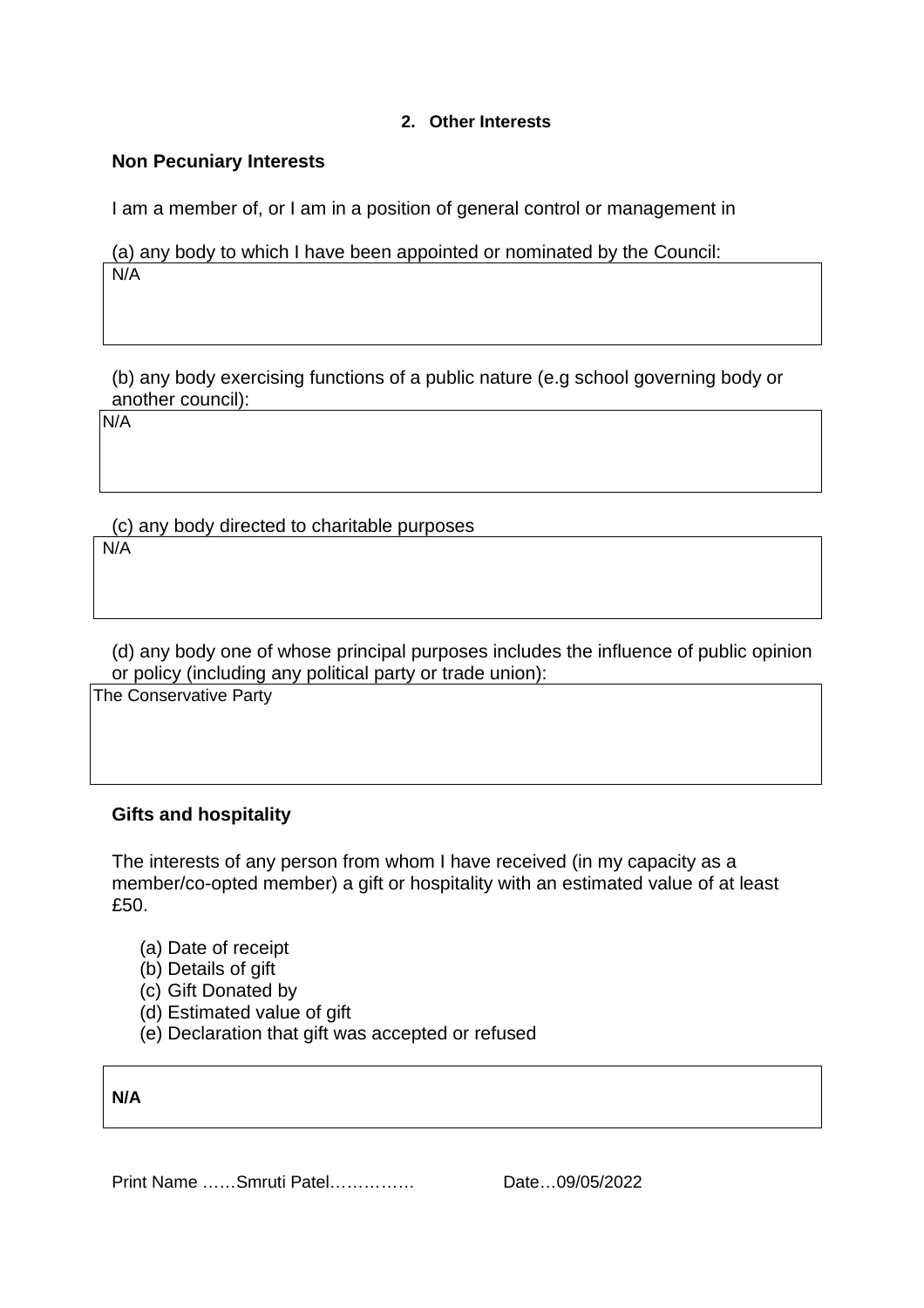## 2. Other Interests

**Non Pecuniary Interests**

I am a member of, or I am in a position of general control or management in

(a) any body to which I have been appointed or nominated by the Council:

N/A

(b) any body exercising functions of a public nature (e.g school governing body or another council):

N/A

(c) any body directed to charitable purposes

N/A

(d) any body one of whose principal purposes includes the influence of public opinion or policy (including any political party or trade union):

The Conservative Party

**Gifts and hospitality**

The interests of any person from whom I have received (in my capacity as a member/co-opted member) a gift or hospitality with an estimated value of at least £50.

(a) Date of receipt
(b) Details of gift
(c) Gift Donated by
(d) Estimated value of gift
(e) Declaration that gift was accepted or refused

**N/A**

Print Name ……Smruti Patel…………… Date…09/05/2022